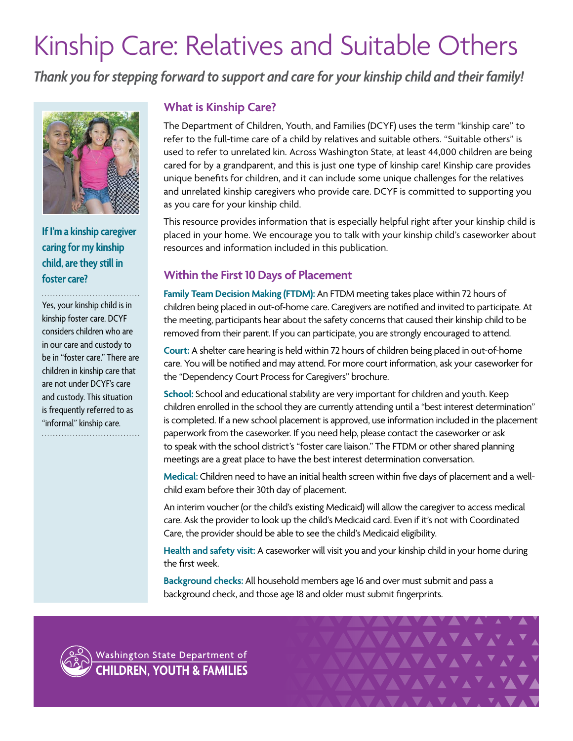# Kinship Care: Relatives and Suitable Others

***Thank you for stepping forward to support and care for your kinship child and their family!***

### If I'm a kinship caregiver caring for my kinship child, are they still in foster care?

Yes, your kinship child is in kinship foster care. DCYF considers children who are in our care and custody to be in "foster care." There are children in kinship care that are not under DCYF's care and custody. This situation is frequently referred to as "informal" kinship care.

## What is Kinship Care?

The Department of Children, Youth, and Families (DCYF) uses the term "kinship care" to refer to the full-time care of a child by relatives and suitable others. "Suitable others" is used to refer to unrelated kin. Across Washington State, at least 44,000 children are being cared for by a grandparent, and this is just one type of kinship care! Kinship care provides unique benefits for children, and it can include some unique challenges for the relatives and unrelated kinship caregivers who provide care. DCYF is committed to supporting you as you care for your kinship child.

This resource provides information that is especially helpful right after your kinship child is placed in your home. We encourage you to talk with your kinship child's caseworker about resources and information included in this publication.

## Within the First 10 Days of Placement

**Family Team Decision Making (FTDM):** An FTDM meeting takes place within 72 hours of children being placed in out-of-home care. Caregivers are notified and invited to participate. At the meeting, participants hear about the safety concerns that caused their kinship child to be removed from their parent. If you can participate, you are strongly encouraged to attend.

**Court:** A shelter care hearing is held within 72 hours of children being placed in out-of-home care. You will be notified and may attend. For more court information, ask your caseworker for the "Dependency Court Process for Caregivers" brochure.

**School:** School and educational stability are very important for children and youth. Keep children enrolled in the school they are currently attending until a "best interest determination" is completed. If a new school placement is approved, use information included in the placement paperwork from the caseworker. If you need help, please contact the caseworker or ask to speak with the school district's "foster care liaison." The FTDM or other shared planning meetings are a great place to have the best interest determination conversation.

**Medical:** Children need to have an initial health screen within five days of placement and a well-child exam before their 30th day of placement.

An interim voucher (or the child's existing Medicaid) will allow the caregiver to access medical care. Ask the provider to look up the child's Medicaid card. Even if it's not with Coordinated Care, the provider should be able to see the child's Medicaid eligibility.

**Health and safety visit:** A caseworker will visit you and your kinship child in your home during the first week.

**Background checks:** All household members age 16 and over must submit and pass a background check, and those age 18 and older must submit fingerprints.

Washington State Department of CHILDREN, YOUTH & FAMILIES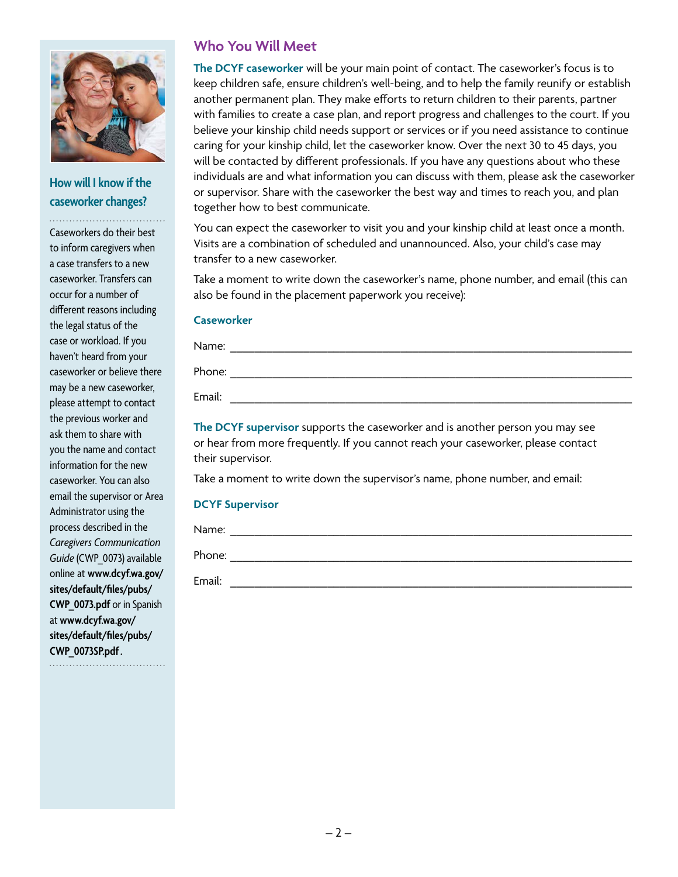## Who You Will Meet

**The DCYF caseworker** will be your main point of contact. The caseworker's focus is to keep children safe, ensure children's well-being, and to help the family reunify or establish another permanent plan. They make efforts to return children to their parents, partner with families to create a case plan, and report progress and challenges to the court. If you believe your kinship child needs support or services or if you need assistance to continue caring for your kinship child, let the caseworker know. Over the next 30 to 45 days, you will be contacted by different professionals. If you have any questions about who these individuals are and what information you can discuss with them, please ask the caseworker or supervisor. Share with the caseworker the best way and times to reach you, and plan together how to best communicate.

You can expect the caseworker to visit you and your kinship child at least once a month. Visits are a combination of scheduled and unannounced. Also, your child's case may transfer to a new caseworker.

Take a moment to write down the caseworker's name, phone number, and email (this can also be found in the placement paperwork you receive):

**Caseworker**

Name: ____________________________________________

Phone: ____________________________________________

Email: ____________________________________________

**The DCYF supervisor** supports the caseworker and is another person you may see or hear from more frequently. If you cannot reach your caseworker, please contact their supervisor.

Take a moment to write down the supervisor's name, phone number, and email:

**DCYF Supervisor**

Name: ____________________________________________

Phone: ____________________________________________

Email: ____________________________________________

### How will I know if the caseworker changes?

Caseworkers do their best to inform caregivers when a case transfers to a new caseworker. Transfers can occur for a number of different reasons including the legal status of the case or workload. If you haven't heard from your caseworker or believe there may be a new caseworker, please attempt to contact the previous worker and ask them to share with you the name and contact information for the new caseworker. You can also email the supervisor or Area Administrator using the process described in the *Caregivers Communication Guide* (CWP_0073) available online at **www.dcyf.wa.gov/sites/default/files/pubs/CWP_0073.pdf** or in Spanish at **www.dcyf.wa.gov/sites/default/files/pubs/CWP_0073SP.pdf**.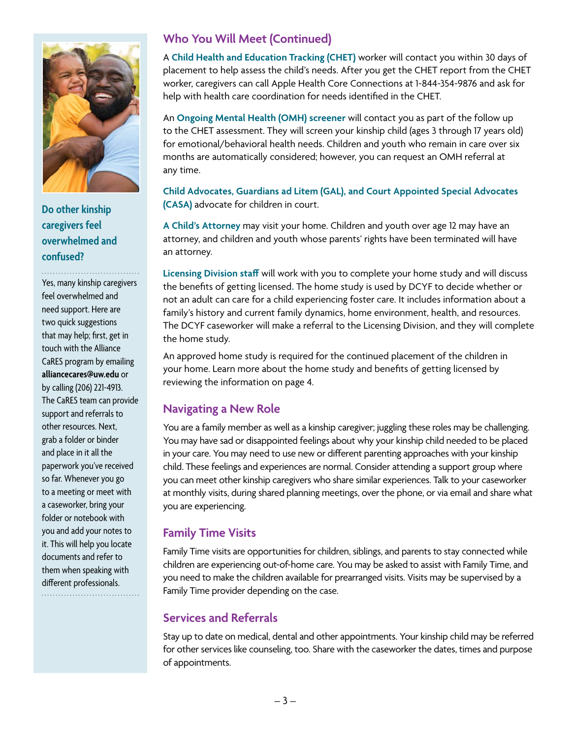## Who You Will Meet (Continued)

A **Child Health and Education Tracking (CHET)** worker will contact you within 30 days of placement to help assess the child's needs. After you get the CHET report from the CHET worker, caregivers can call Apple Health Core Connections at 1-844-354-9876 and ask for help with health care coordination for needs identified in the CHET.

An **Ongoing Mental Health (OMH) screener** will contact you as part of the follow up to the CHET assessment. They will screen your kinship child (ages 3 through 17 years old) for emotional/behavioral health needs. Children and youth who remain in care over six months are automatically considered; however, you can request an OMH referral at any time.

**Child Advocates, Guardians ad Litem (GAL), and Court Appointed Special Advocates (CASA)** advocate for children in court.

**A Child's Attorney** may visit your home. Children and youth over age 12 may have an attorney, and children and youth whose parents' rights have been terminated will have an attorney.

**Licensing Division staff** will work with you to complete your home study and will discuss the benefits of getting licensed. The home study is used by DCYF to decide whether or not an adult can care for a child experiencing foster care. It includes information about a family's history and current family dynamics, home environment, health, and resources. The DCYF caseworker will make a referral to the Licensing Division, and they will complete the home study.

An approved home study is required for the continued placement of the children in your home. Learn more about the home study and benefits of getting licensed by reviewing the information on page 4.

## Navigating a New Role

You are a family member as well as a kinship caregiver; juggling these roles may be challenging. You may have sad or disappointed feelings about why your kinship child needed to be placed in your care. You may need to use new or different parenting approaches with your kinship child. These feelings and experiences are normal. Consider attending a support group where you can meet other kinship caregivers who share similar experiences. Talk to your caseworker at monthly visits, during shared planning meetings, over the phone, or via email and share what you are experiencing.

## Family Time Visits

Family Time visits are opportunities for children, siblings, and parents to stay connected while children are experiencing out-of-home care. You may be asked to assist with Family Time, and you need to make the children available for prearranged visits. Visits may be supervised by a Family Time provider depending on the case.

## Services and Referrals

Stay up to date on medical, dental and other appointments. Your kinship child may be referred for other services like counseling, too. Share with the caseworker the dates, times and purpose of appointments.

### Do other kinship caregivers feel overwhelmed and confused?

Yes, many kinship caregivers feel overwhelmed and need support. Here are two quick suggestions that may help; first, get in touch with the Alliance CaRES program by emailing **alliancecares@uw.edu** or by calling (206) 221-4913. The CaRES team can provide support and referrals to other resources. Next, grab a folder or binder and place in it all the paperwork you've received so far. Whenever you go to a meeting or meet with a caseworker, bring your folder or notebook with you and add your notes to it. This will help you locate documents and refer to them when speaking with different professionals.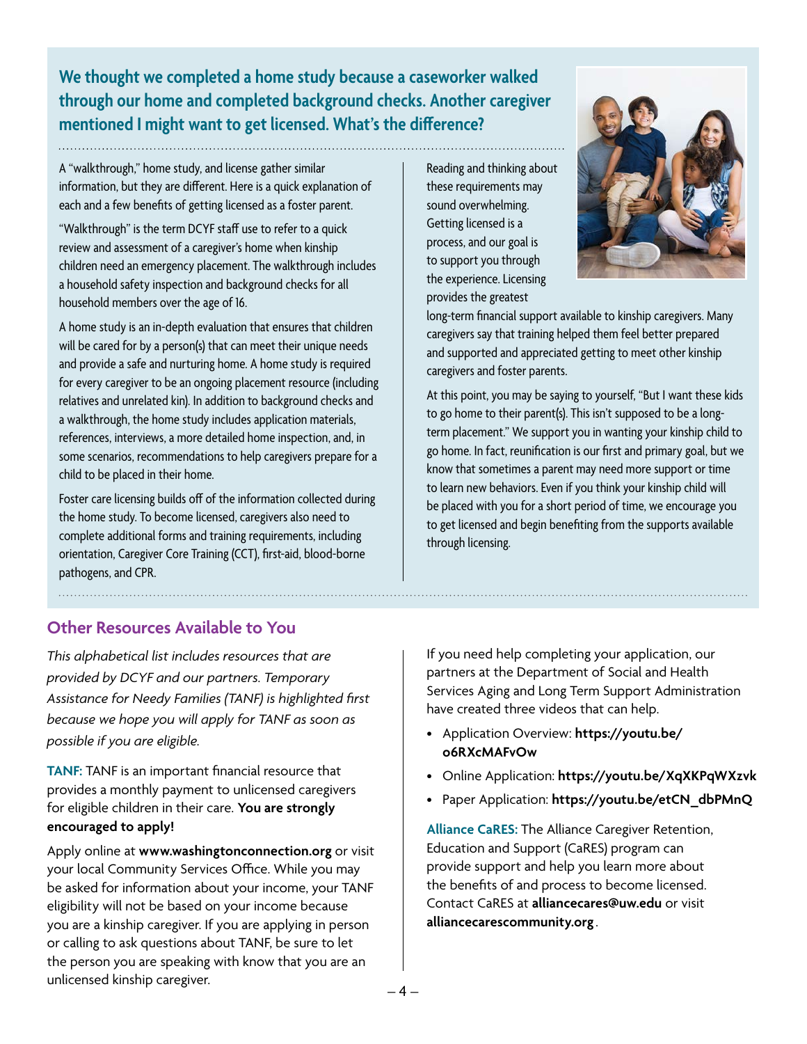## We thought we completed a home study because a caseworker walked through our home and completed background checks. Another caregiver mentioned I might want to get licensed. What's the difference?

A "walkthrough," home study, and license gather similar information, but they are different. Here is a quick explanation of each and a few benefits of getting licensed as a foster parent.

"Walkthrough" is the term DCYF staff use to refer to a quick review and assessment of a caregiver's home when kinship children need an emergency placement. The walkthrough includes a household safety inspection and background checks for all household members over the age of 16.

A home study is an in-depth evaluation that ensures that children will be cared for by a person(s) that can meet their unique needs and provide a safe and nurturing home. A home study is required for every caregiver to be an ongoing placement resource (including relatives and unrelated kin). In addition to background checks and a walkthrough, the home study includes application materials, references, interviews, a more detailed home inspection, and, in some scenarios, recommendations to help caregivers prepare for a child to be placed in their home.

Foster care licensing builds off of the information collected during the home study. To become licensed, caregivers also need to complete additional forms and training requirements, including orientation, Caregiver Core Training (CCT), first-aid, blood-borne pathogens, and CPR.

Reading and thinking about these requirements may sound overwhelming. Getting licensed is a process, and our goal is to support you through the experience. Licensing provides the greatest long-term financial support available to kinship caregivers. Many caregivers say that training helped them feel better prepared and supported and appreciated getting to meet other kinship caregivers and foster parents.

At this point, you may be saying to yourself, "But I want these kids to go home to their parent(s). This isn't supposed to be a long-term placement." We support you in wanting your kinship child to go home. In fact, reunification is our first and primary goal, but we know that sometimes a parent may need more support or time to learn new behaviors. Even if you think your kinship child will be placed with you for a short period of time, we encourage you to get licensed and begin benefiting from the supports available through licensing.

## Other Resources Available to You

*This alphabetical list includes resources that are provided by DCYF and our partners. Temporary Assistance for Needy Families (TANF) is highlighted first because we hope you will apply for TANF as soon as possible if you are eligible.*

**TANF:** TANF is an important financial resource that provides a monthly payment to unlicensed caregivers for eligible children in their care. **You are strongly encouraged to apply!**

Apply online at **www.washingtonconnection.org** or visit your local Community Services Office. While you may be asked for information about your income, your TANF eligibility will not be based on your income because you are a kinship caregiver. If you are applying in person or calling to ask questions about TANF, be sure to let the person you are speaking with know that you are an unlicensed kinship caregiver.

If you need help completing your application, our partners at the Department of Social and Health Services Aging and Long Term Support Administration have created three videos that can help.

- Application Overview: **https://youtu.be/o6RXcMAFvOw**
- Online Application: **https://youtu.be/XqXKPqWXzvk**
- Paper Application: **https://youtu.be/etCN_dbPMnQ**

**Alliance CaRES:** The Alliance Caregiver Retention, Education and Support (CaRES) program can provide support and help you learn more about the benefits of and process to become licensed. Contact CaRES at **alliancecares@uw.edu** or visit **alliancecarescommunity.org**.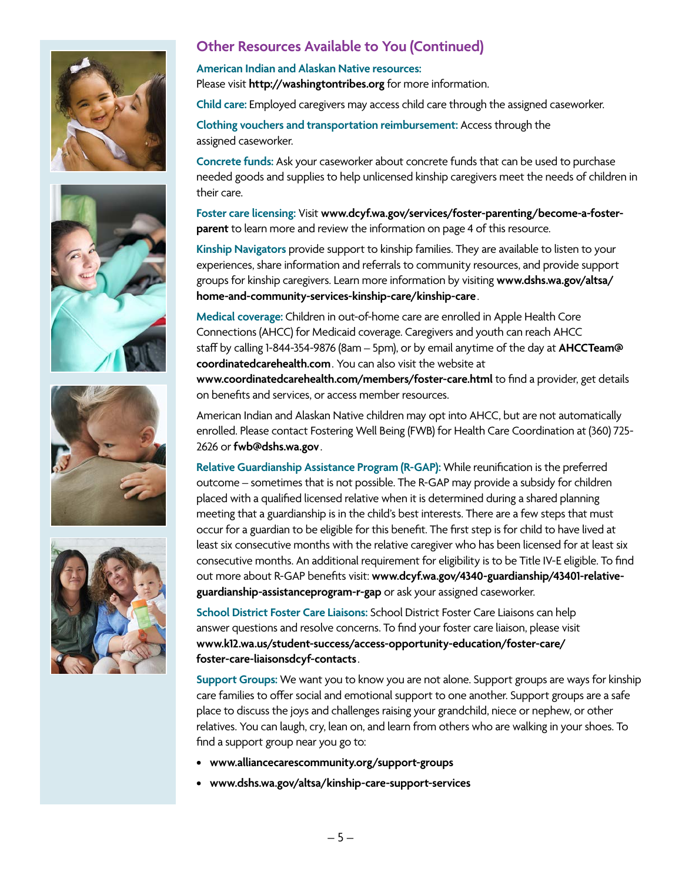## Other Resources Available to You (Continued)

**American Indian and Alaskan Native resources:**
Please visit **http://washingtontribes.org** for more information.

**Child care:** Employed caregivers may access child care through the assigned caseworker.

**Clothing vouchers and transportation reimbursement:** Access through the assigned caseworker.

**Concrete funds:** Ask your caseworker about concrete funds that can be used to purchase needed goods and supplies to help unlicensed kinship caregivers meet the needs of children in their care.

**Foster care licensing:** Visit **www.dcyf.wa.gov/services/foster-parenting/become-a-foster-parent** to learn more and review the information on page 4 of this resource.

**Kinship Navigators** provide support to kinship families. They are available to listen to your experiences, share information and referrals to community resources, and provide support groups for kinship caregivers. Learn more information by visiting **www.dshs.wa.gov/altsa/home-and-community-services-kinship-care/kinship-care**.

**Medical coverage:** Children in out-of-home care are enrolled in Apple Health Core Connections (AHCC) for Medicaid coverage. Caregivers and youth can reach AHCC staff by calling 1-844-354-9876 (8am – 5pm), or by email anytime of the day at **AHCCTeam@coordinatedcarehealth.com**. You can also visit the website at **www.coordinatedcarehealth.com/members/foster-care.html** to find a provider, get details on benefits and services, or access member resources.

American Indian and Alaskan Native children may opt into AHCC, but are not automatically enrolled. Please contact Fostering Well Being (FWB) for Health Care Coordination at (360) 725-2626 or **fwb@dshs.wa.gov**.

**Relative Guardianship Assistance Program (R-GAP):** While reunification is the preferred outcome – sometimes that is not possible. The R-GAP may provide a subsidy for children placed with a qualified licensed relative when it is determined during a shared planning meeting that a guardianship is in the child's best interests. There are a few steps that must occur for a guardian to be eligible for this benefit. The first step is for child to have lived at least six consecutive months with the relative caregiver who has been licensed for at least six consecutive months. An additional requirement for eligibility is to be Title IV-E eligible. To find out more about R-GAP benefits visit: **www.dcyf.wa.gov/4340-guardianship/43401-relative-guardianship-assistanceprogram-r-gap** or ask your assigned caseworker.

**School District Foster Care Liaisons:** School District Foster Care Liaisons can help answer questions and resolve concerns. To find your foster care liaison, please visit **www.k12.wa.us/student-success/access-opportunity-education/foster-care/foster-care-liaisonsdcyf-contacts**.

**Support Groups:** We want you to know you are not alone. Support groups are ways for kinship care families to offer social and emotional support to one another. Support groups are a safe place to discuss the joys and challenges raising your grandchild, niece or nephew, or other relatives. You can laugh, cry, lean on, and learn from others who are walking in your shoes. To find a support group near you go to:

- **www.alliancecarescommunity.org/support-groups**
- **www.dshs.wa.gov/altsa/kinship-care-support-services**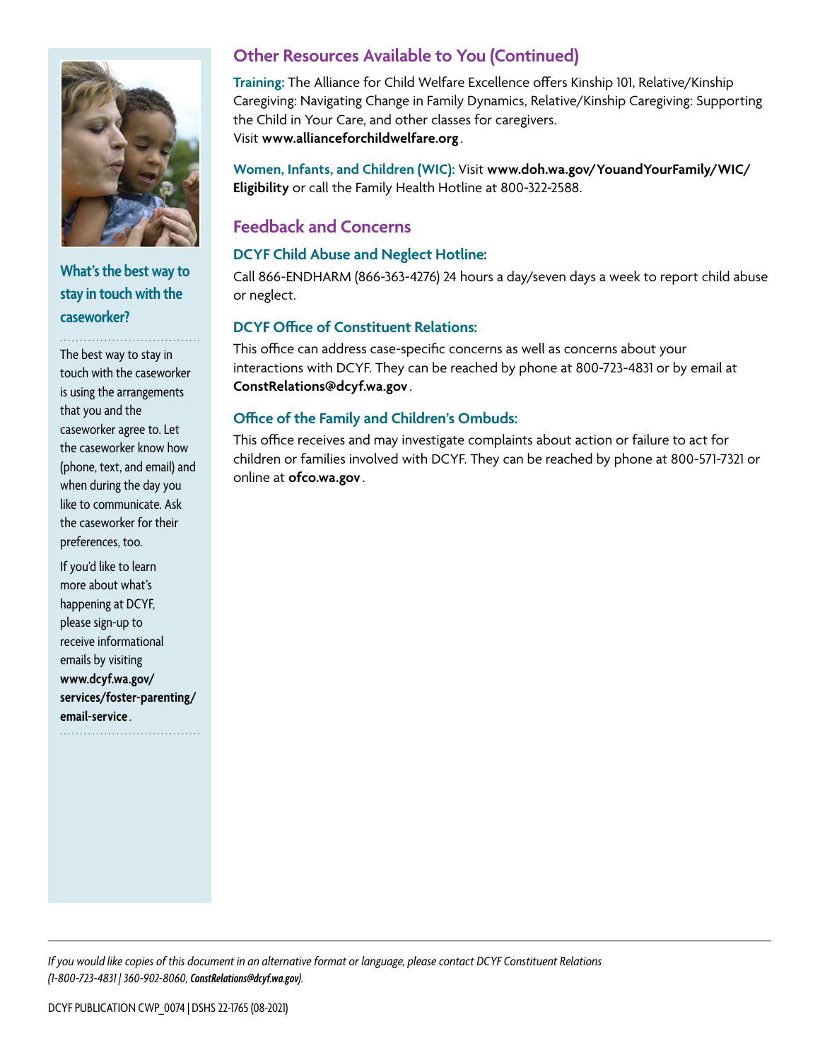## Other Resources Available to You (Continued)

**Training:** The Alliance for Child Welfare Excellence offers Kinship 101, Relative/Kinship Caregiving: Navigating Change in Family Dynamics, Relative/Kinship Caregiving: Supporting the Child in Your Care, and other classes for caregivers. Visit **www.allianceforchildwelfare.org**.

**Women, Infants, and Children (WIC):** Visit **www.doh.wa.gov/YouandYourFamily/WIC/Eligibility** or call the Family Health Hotline at 800-322-2588.

## Feedback and Concerns

### DCYF Child Abuse and Neglect Hotline:

Call 866-ENDHARM (866-363-4276) 24 hours a day/seven days a week to report child abuse or neglect.

### DCYF Office of Constituent Relations:

This office can address case-specific concerns as well as concerns about your interactions with DCYF. They can be reached by phone at 800-723-4831 or by email at **ConstRelations@dcyf.wa.gov**.

### Office of the Family and Children's Ombuds:

This office receives and may investigate complaints about action or failure to act for children or families involved with DCYF. They can be reached by phone at 800-571-7321 or online at **ofco.wa.gov**.

### What's the best way to stay in touch with the caseworker?

The best way to stay in touch with the caseworker is using the arrangements that you and the caseworker agree to. Let the caseworker know how (phone, text, and email) and when during the day you like to communicate. Ask the caseworker for their preferences, too.

If you'd like to learn more about what's happening at DCYF, please sign-up to receive informational emails by visiting **www.dcyf.wa.gov/services/foster-parenting/email-service**.

---

*If you would like copies of this document in an alternative format or language, please contact DCYF Constituent Relations (1-800-723-4831 | 360-902-8060, **ConstRelations@dcyf.wa.gov**).*

DCYF PUBLICATION CWP_0074 | DSHS 22-1765 (08-2021)